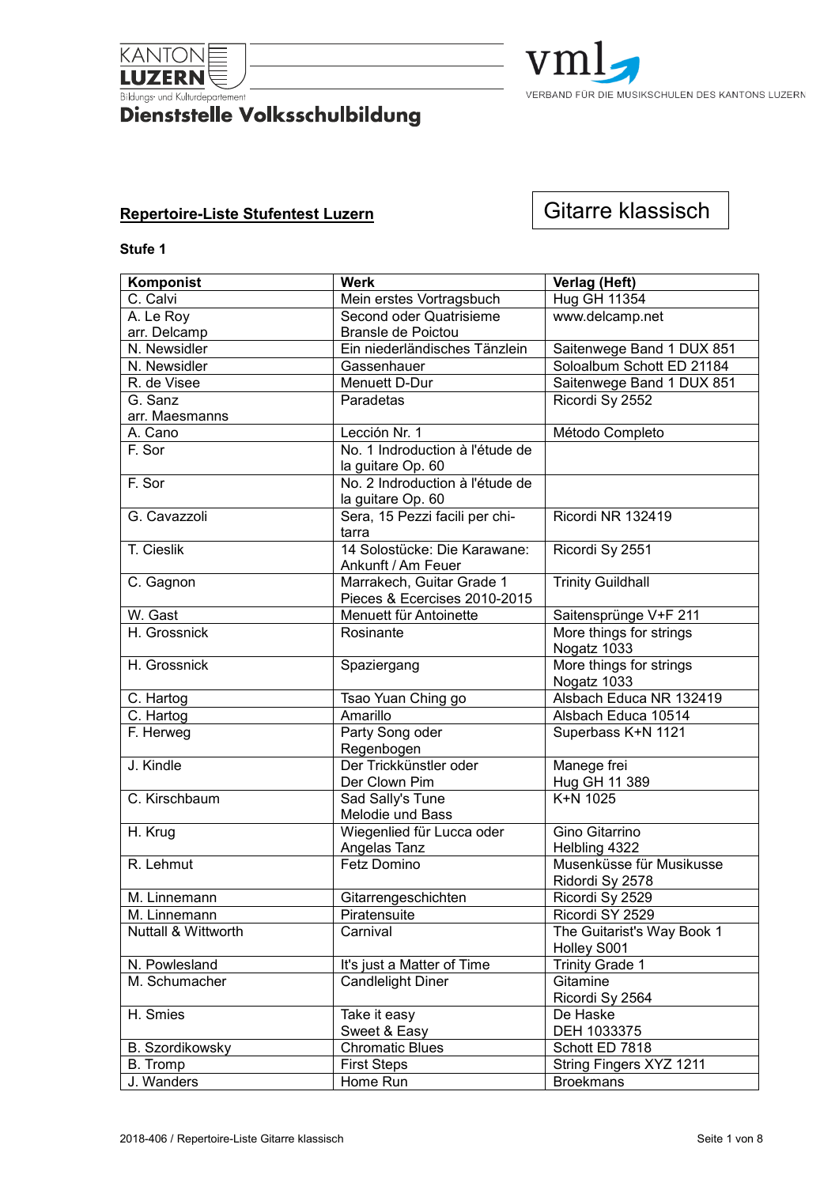KANTON LUZERN
Bildungs- und Kulturdepartement
**Dienststelle Volksschulbildung**

vml
VERBAND FÜR DIE MUSIKSCHULEN DES KANTONS LUZERN

## Repertoire-Liste Stufentest Luzern

# Gitarre klassisch

### Stufe 1

| Komponist | Werk | Verlag (Heft) |
|---|---|---|
| C. Calvi | Mein erstes Vortragsbuch | Hug GH 11354 |
| A. Le Roy arr. Delcamp | Second oder Quatrisieme Bransle de Poictou | www.delcamp.net |
| N. Newsidler | Ein niederländisches Tänzlein | Saitenwege Band 1 DUX 851 |
| N. Newsidler | Gassenhauer | Soloalbum Schott ED 21184 |
| R. de Visee | Menuett D-Dur | Saitenwege Band 1 DUX 851 |
| G. Sanz arr. Maesmanns | Paradetas | Ricordi Sy 2552 |
| A. Cano | Lección Nr. 1 | Método Completo |
| F. Sor | No. 1 Indroduction à l'étude de la guitare Op. 60 | |
| F. Sor | No. 2 Indroduction à l'étude de la guitare Op. 60 | |
| G. Cavazzoli | Sera, 15 Pezzi facili per chitarra | Ricordi NR 132419 |
| T. Cieslik | 14 Solostücke: Die Karawane: Ankunft / Am Feuer | Ricordi Sy 2551 |
| C. Gagnon | Marrakech, Guitar Grade 1 Pieces & Ecercises 2010-2015 | Trinity Guildhall |
| W. Gast | Menuett für Antoinette | Saitensprünge V+F 211 |
| H. Grossnick | Rosinante | More things for strings Nogatz 1033 |
| H. Grossnick | Spaziergang | More things for strings Nogatz 1033 |
| C. Hartog | Tsao Yuan Ching go | Alsbach Educa NR 132419 |
| C. Hartog | Amarillo | Alsbach Educa 10514 |
| F. Herweg | Party Song oder Regenbogen | Superbass K+N 1121 |
| J. Kindle | Der Trickkünstler oder Der Clown Pim | Manege frei Hug GH 11 389 |
| C. Kirschbaum | Sad Sally's Tune Melodie und Bass | K+N 1025 |
| H. Krug | Wiegenlied für Lucca oder Angelas Tanz | Gino Gitarrino Helbling 4322 |
| R. Lehmut | Fetz Domino | Musenküsse für Musikusse Ridordi Sy 2578 |
| M. Linnemann | Gitarrengeschichten | Ricordi Sy 2529 |
| M. Linnemann | Piratensuite | Ricordi SY 2529 |
| Nuttall & Wittworth | Carnival | The Guitarist's Way Book 1 Holley S001 |
| N. Powlesland | It's just a Matter of Time | Trinity Grade 1 |
| M. Schumacher | Candlelight Diner | Gitamine Ricordi Sy 2564 |
| H. Smies | Take it easy Sweet & Easy | De Haske DEH 1033375 |
| B. Szordikowsky | Chromatic Blues | Schott ED 7818 |
| B. Tromp | First Steps | String Fingers XYZ 1211 |
| J. Wanders | Home Run | Broekmans |

2018-406 / Repertoire-Liste Gitarre klassisch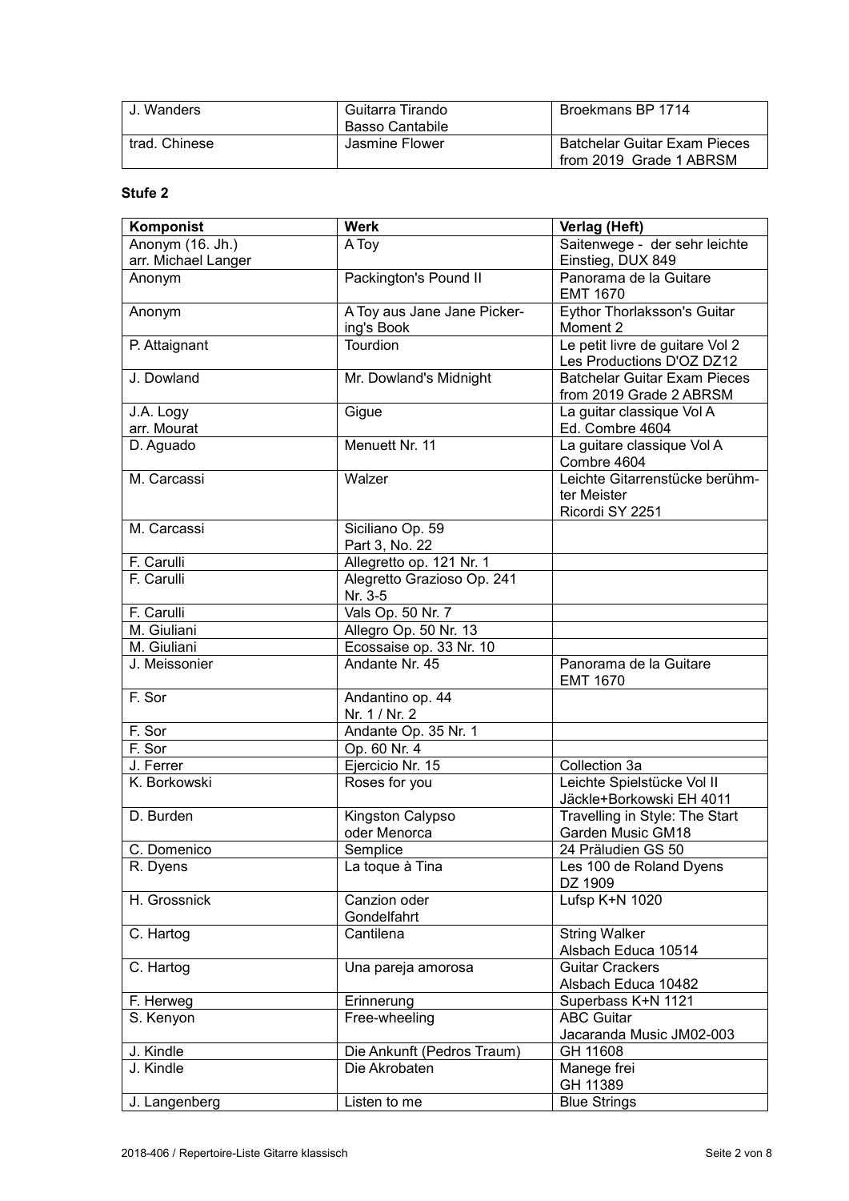| | | |
|---|---|---|
| J. Wanders | Guitarra Tirando<br>Basso Cantabile | Broekmans BP 1714 |
| trad. Chinese | Jasmine Flower | Batchelar Guitar Exam Pieces from 2019 Grade 1 ABRSM |

### Stufe 2

| Komponist | Werk | Verlag (Heft) |
|---|---|---|
| Anonym (16. Jh.)<br>arr. Michael Langer | A Toy | Saitenwege - der sehr leichte Einstieg, DUX 849 |
| Anonym | Packington's Pound II | Panorama de la Guitare<br>EMT 1670 |
| Anonym | A Toy aus Jane Jane Picker-ing's Book | Eythor Thorlaksson's Guitar Moment 2 |
| P. Attaignant | Tourdion | Le petit livre de guitare Vol 2<br>Les Productions D'OZ DZ12 |
| J. Dowland | Mr. Dowland's Midnight | Batchelar Guitar Exam Pieces from 2019 Grade 2 ABRSM |
| J.A. Logy<br>arr. Mourat | Gigue | La guitar classique Vol A<br>Ed. Combre 4604 |
| D. Aguado | Menuett Nr. 11 | La guitare classique Vol A<br>Combre 4604 |
| M. Carcassi | Walzer | Leichte Gitarrenstücke berühm-ter Meister<br>Ricordi SY 2251 |
| M. Carcassi | Siciliano Op. 59<br>Part 3, No. 22 | |
| F. Carulli | Allegretto op. 121 Nr. 1 | |
| F. Carulli | Alegretto Grazioso Op. 241<br>Nr. 3-5 | |
| F. Carulli | Vals Op. 50 Nr. 7 | |
| M. Giuliani | Allegro Op. 50 Nr. 13 | |
| M. Giuliani | Ecossaise op. 33 Nr. 10 | |
| J. Meissonier | Andante Nr. 45 | Panorama de la Guitare<br>EMT 1670 |
| F. Sor | Andantino op. 44<br>Nr. 1 / Nr. 2 | |
| F. Sor | Andante Op. 35 Nr. 1 | |
| F. Sor | Op. 60 Nr. 4 | |
| J. Ferrer | Ejercicio Nr. 15 | Collection 3a |
| K. Borkowski | Roses for you | Leichte Spielstücke Vol II<br>Jäckle+Borkowski EH 4011 |
| D. Burden | Kingston Calypso<br>oder Menorca | Travelling in Style: The Start<br>Garden Music GM18 |
| C. Domenico | Semplice | 24 Präludien GS 50 |
| R. Dyens | La toque à Tina | Les 100 de Roland Dyens<br>DZ 1909 |
| H. Grossnick | Canzion oder<br>Gondelfahrt | Lufsp K+N 1020 |
| C. Hartog | Cantilena | String Walker<br>Alsbach Educa 10514 |
| C. Hartog | Una pareja amorosa | Guitar Crackers<br>Alsbach Educa 10482 |
| F. Herweg | Erinnerung | Superbass K+N 1121 |
| S. Kenyon | Free-wheeling | ABC Guitar<br>Jacaranda Music JM02-003 |
| J. Kindle | Die Ankunft (Pedros Traum) | GH 11608 |
| J. Kindle | Die Akrobaten | Manege frei<br>GH 11389 |
| J. Langenberg | Listen to me | Blue Strings |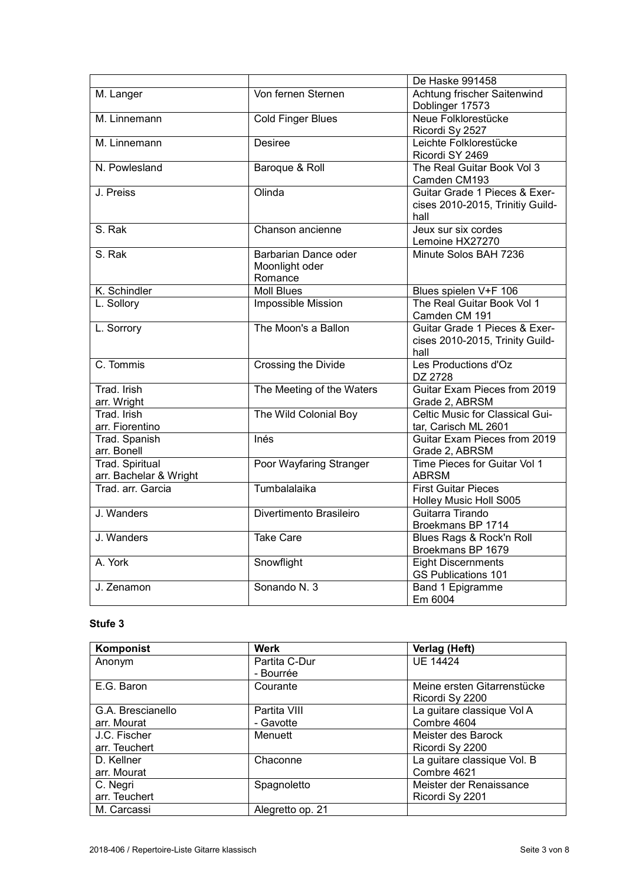| | | De Haske 991458 |
|---|---|---|
| M. Langer | Von fernen Sternen | Achtung frischer Saitenwind Doblinger 17573 |
| M. Linnemann | Cold Finger Blues | Neue Folklorestücke Ricordi Sy 2527 |
| M. Linnemann | Desiree | Leichte Folklorestücke Ricordi SY 2469 |
| N. Powlesland | Baroque & Roll | The Real Guitar Book Vol 3 Camden CM193 |
| J. Preiss | Olinda | Guitar Grade 1 Pieces & Exercises 2010-2015, Trinitiy Guildhall |
| S. Rak | Chanson ancienne | Jeux sur six cordes Lemoine HX27270 |
| S. Rak | Barbarian Dance oder Moonlight oder Romance | Minute Solos BAH 7236 |
| K. Schindler | Moll Blues | Blues spielen V+F 106 |
| L. Sollory | Impossible Mission | The Real Guitar Book Vol 1 Camden CM 191 |
| L. Sorrory | The Moon's a Ballon | Guitar Grade 1 Pieces & Exercises 2010-2015, Trinity Guildhall |
| C. Tommis | Crossing the Divide | Les Productions d'Oz DZ 2728 |
| Trad. Irish arr. Wright | The Meeting of the Waters | Guitar Exam Pieces from 2019 Grade 2, ABRSM |
| Trad. Irish arr. Fiorentino | The Wild Colonial Boy | Celtic Music for Classical Guitar, Carisch ML 2601 |
| Trad. Spanish arr. Bonell | Inés | Guitar Exam Pieces from 2019 Grade 2, ABRSM |
| Trad. Spiritual arr. Bachelar & Wright | Poor Wayfaring Stranger | Time Pieces for Guitar Vol 1 ABRSM |
| Trad. arr. Garcia | Tumbalalaika | First Guitar Pieces Holley Music Holl S005 |
| J. Wanders | Divertimento Brasileiro | Guitarra Tirando Broekmans BP 1714 |
| J. Wanders | Take Care | Blues Rags & Rock'n Roll Broekmans BP 1679 |
| A. York | Snowflight | Eight Discernments GS Publications 101 |
| J. Zenamon | Sonando N. 3 | Band 1 Epigramme Em 6004 |

**Stufe 3**

| Komponist | Werk | Verlag (Heft) |
|---|---|---|
| Anonym | Partita C-Dur - Bourrée | UE 14424 |
| E.G. Baron | Courante | Meine ersten Gitarrenstücke Ricordi Sy 2200 |
| G.A. Brescianello arr. Mourat | Partita VIII - Gavotte | La guitare classique Vol A Combre 4604 |
| J.C. Fischer arr. Teuchert | Menuett | Meister des Barock Ricordi Sy 2200 |
| D. Kellner arr. Mourat | Chaconne | La guitare classique Vol. B Combre 4621 |
| C. Negri arr. Teuchert | Spagnoletto | Meister der Renaissance Ricordi Sy 2201 |
| M. Carcassi | Alegretto op. 21 | |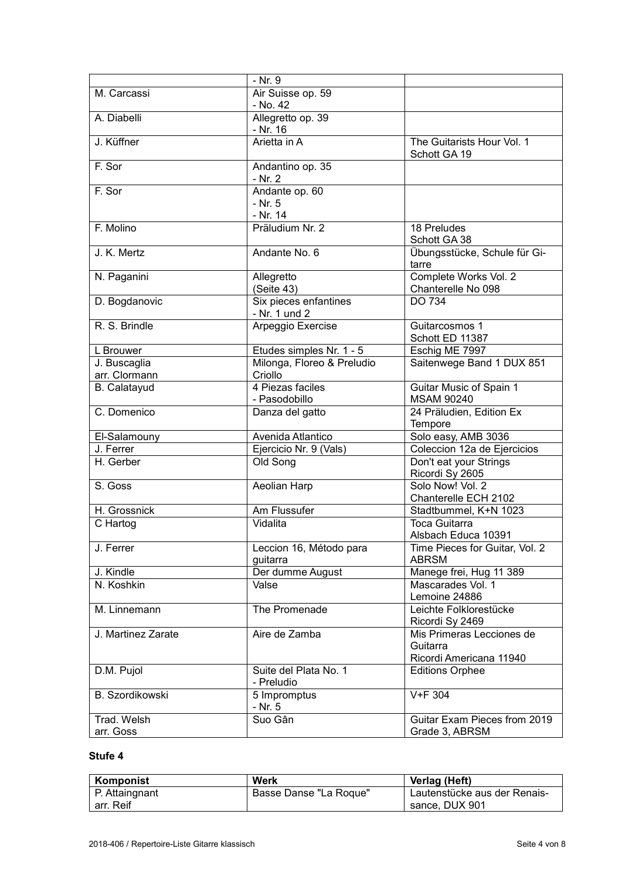| | | |
|---|---|---|
| | - Nr. 9 | |
| M. Carcassi | Air Suisse op. 59<br>- No. 42 | |
| A. Diabelli | Allegretto op. 39<br>- Nr. 16 | |
| J. Küffner | Arietta in A | The Guitarists Hour Vol. 1<br>Schott GA 19 |
| F. Sor | Andantino op. 35<br>- Nr. 2 | |
| F. Sor | Andante op. 60<br>- Nr. 5<br>- Nr. 14 | |
| F. Molino | Präludium Nr. 2 | 18 Preludes<br>Schott GA 38 |
| J. K. Mertz | Andante No. 6 | Übungsstücke, Schule für Gitarre |
| N. Paganini | Allegretto<br>(Seite 43) | Complete Works Vol. 2<br>Chanterelle No 098 |
| D. Bogdanovic | Six pieces enfantines<br>- Nr. 1 und 2 | DO 734 |
| R. S. Brindle | Arpeggio Exercise | Guitarcosmos 1<br>Schott ED 11387 |
| L Brouwer | Etudes simples Nr. 1 - 5 | Eschig ME 7997 |
| J. Buscaglia<br>arr. Clormann | Milonga, Floreo & Preludio Criollo | Saitenwege Band 1 DUX 851 |
| B. Calatayud | 4 Piezas faciles<br>- Pasodobillo | Guitar Music of Spain 1<br>MSAM 90240 |
| C. Domenico | Danza del gatto | 24 Präludien, Edition Ex Tempore |
| El-Salamouny | Avenida Atlantico | Solo easy, AMB 3036 |
| J. Ferrer | Ejercicio Nr. 9 (Vals) | Coleccion 12a de Ejercicios |
| H. Gerber | Old Song | Don't eat your Strings<br>Ricordi Sy 2605 |
| S. Goss | Aeolian Harp | Solo Now! Vol. 2<br>Chanterelle ECH 2102 |
| H. Grossnick | Am Flussufer | Stadtbummel, K+N 1023 |
| C Hartog | Vidalita | Toca Guitarra<br>Alsbach Educa 10391 |
| J. Ferrer | Leccion 16, Método para guitarra | Time Pieces for Guitar, Vol. 2<br>ABRSM |
| J. Kindle | Der dumme August | Manege frei, Hug 11 389 |
| N. Koshkin | Valse | Mascarades Vol. 1<br>Lemoine 24886 |
| M. Linnemann | The Promenade | Leichte Folklorestücke<br>Ricordi Sy 2469 |
| J. Martinez Zarate | Aire de Zamba | Mis Primeras Lecciones de Guitarra<br>Ricordi Americana 11940 |
| D.M. Pujol | Suite del Plata No. 1<br>- Preludio | Editions Orphee |
| B. Szordikowski | 5 Impromptus<br>- Nr. 5 | V+F 304 |
| Trad. Welsh<br>arr. Goss | Suo Gân | Guitar Exam Pieces from 2019<br>Grade 3, ABRSM |

**Stufe 4**

| Komponist | Werk | Verlag (Heft) |
|---|---|---|
| P. Attaingnant<br>arr. Reif | Basse Danse "La Roque" | Lautenstücke aus der Renaissance, DUX 901 |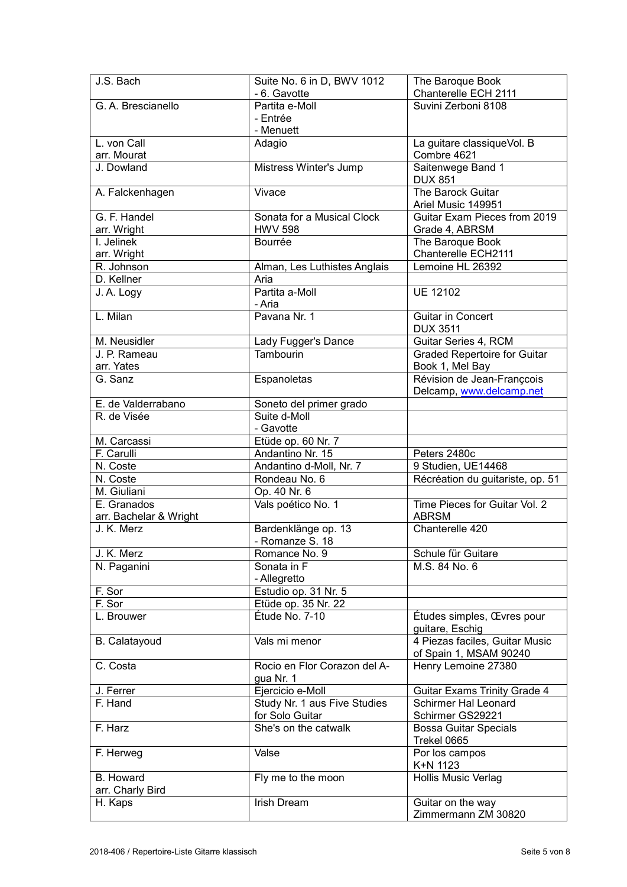| | | |
|---|---|---|
| J.S. Bach | Suite No. 6 in D, BWV 1012<br>- 6. Gavotte | The Baroque Book<br>Chanterelle ECH 2111 |
| G. A. Brescianello | Partita e-Moll<br>- Entrée<br>- Menuett | Suvini Zerboni 8108 |
| L. von Call<br>arr. Mourat | Adagio | La guitare classiqueVol. B<br>Combre 4621 |
| J. Dowland | Mistress Winter's Jump | Saitenwege Band 1<br>DUX 851 |
| A. Falckenhagen | Vivace | The Barock Guitar<br>Ariel Music 149951 |
| G. F. Handel<br>arr. Wright | Sonata for a Musical Clock<br>HWV 598 | Guitar Exam Pieces from 2019<br>Grade 4, ABRSM |
| I. Jelinek<br>arr. Wright | Bourrée | The Baroque Book<br>Chanterelle ECH2111 |
| R. Johnson | Alman, Les Luthistes Anglais | Lemoine HL 26392 |
| D. Kellner | Aria | |
| J. A. Logy | Partita a-Moll<br>- Aria | UE 12102 |
| L. Milan | Pavana Nr. 1 | Guitar in Concert<br>DUX 3511 |
| M. Neusidler | Lady Fugger's Dance | Guitar Series 4, RCM |
| J. P. Rameau<br>arr. Yates | Tambourin | Graded Repertoire for Guitar<br>Book 1, Mel Bay |
| G. Sanz | Espanoletas | Révision de Jean-Françcois<br>Delcamp, www.delcamp.net |
| E. de Valderrabano | Soneto del primer grado | |
| R. de Visée | Suite d-Moll<br>- Gavotte | |
| M. Carcassi | Etüde op. 60 Nr. 7 | |
| F. Carulli | Andantino Nr. 15 | Peters 2480c |
| N. Coste | Andantino d-Moll, Nr. 7 | 9 Studien, UE14468 |
| N. Coste | Rondeau No. 6 | Récréation du guitariste, op. 51 |
| M. Giuliani | Op. 40 Nr. 6 | |
| E. Granados<br>arr. Bachelar & Wright | Vals poético No. 1 | Time Pieces for Guitar Vol. 2<br>ABRSM |
| J. K. Merz | Bardenklänge op. 13<br>- Romanze S. 18 | Chanterelle 420 |
| J. K. Merz | Romance No. 9 | Schule für Guitare |
| N. Paganini | Sonata in F<br>- Allegretto | M.S. 84 No. 6 |
| F. Sor | Estudio op. 31 Nr. 5 | |
| F. Sor | Etüde op. 35 Nr. 22 | |
| L. Brouwer | Étude No. 7-10 | Études simples, Œvres pour<br>guitare, Eschig |
| B. Calatayoud | Vals mi menor | 4 Piezas faciles, Guitar Music<br>of Spain 1, MSAM 90240 |
| C. Costa | Rocio en Flor Corazon del A-<br>gua Nr. 1 | Henry Lemoine 27380 |
| J. Ferrer | Ejercicio e-Moll | Guitar Exams Trinity Grade 4 |
| F. Hand | Study Nr. 1 aus Five Studies<br>for Solo Guitar | Schirmer Hal Leonard<br>Schirmer GS29221 |
| F. Harz | She's on the catwalk | Bossa Guitar Specials<br>Trekel 0665 |
| F. Herweg | Valse | Por los campos<br>K+N 1123 |
| B. Howard<br>arr. Charly Bird | Fly me to the moon | Hollis Music Verlag |
| H. Kaps | Irish Dream | Guitar on the way<br>Zimmermann ZM 30820 |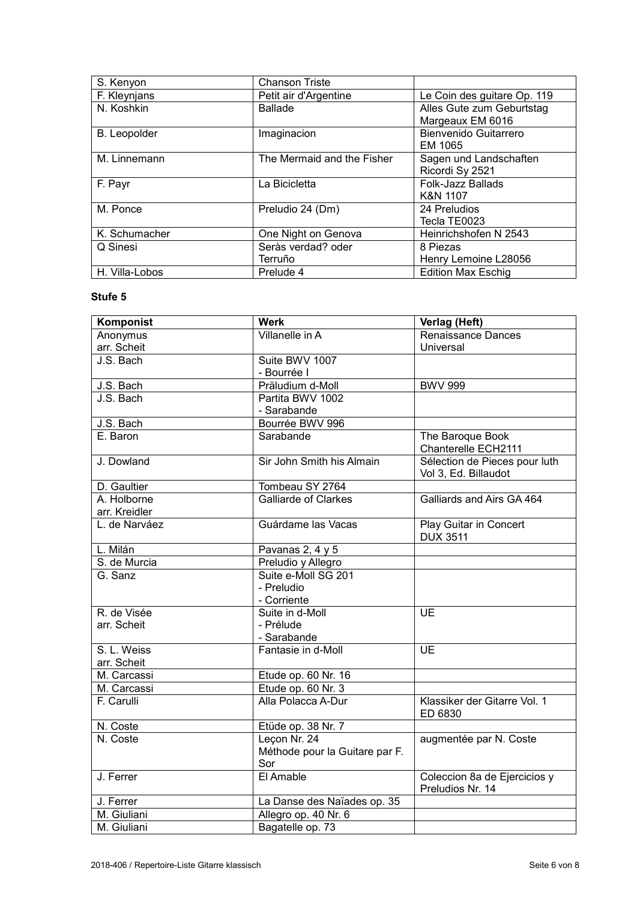| | | |
|---|---|---|
| S. Kenyon | Chanson Triste | |
| F. Kleynjans | Petit air d'Argentine | Le Coin des guitare Op. 119 |
| N. Koshkin | Ballade | Alles Gute zum Geburtstag Margeaux EM 6016 |
| B. Leopolder | Imaginacion | Bienvenido Guitarrero EM 1065 |
| M. Linnemann | The Mermaid and the Fisher | Sagen und Landschaften Ricordi Sy 2521 |
| F. Payr | La Bicicletta | Folk-Jazz Ballads K&N 1107 |
| M. Ponce | Preludio 24 (Dm) | 24 Preludios Tecla TE0023 |
| K. Schumacher | One Night on Genova | Heinrichshofen N 2543 |
| Q Sinesi | Seràs verdad? oder Terruño | 8 Piezas Henry Lemoine L28056 |
| H. Villa-Lobos | Prelude 4 | Edition Max Eschig |

**Stufe 5**

| Komponist | Werk | Verlag (Heft) |
|---|---|---|
| Anonymus arr. Scheit | Villanelle in A | Renaissance Dances Universal |
| J.S. Bach | Suite BWV 1007 - Bourrée I | |
| J.S. Bach | Präludium d-Moll | BWV 999 |
| J.S. Bach | Partita BWV 1002 - Sarabande | |
| J.S. Bach | Bourrée BWV 996 | |
| E. Baron | Sarabande | The Baroque Book Chanterelle ECH2111 |
| J. Dowland | Sir John Smith his Almain | Sélection de Pieces pour luth Vol 3, Ed. Billaudot |
| D. Gaultier | Tombeau SY 2764 | |
| A. Holborne arr. Kreidler | Galliarde of Clarkes | Galliards and Airs GA 464 |
| L. de Narváez | Guárdame las Vacas | Play Guitar in Concert DUX 3511 |
| L. Milán | Pavanas 2, 4 y 5 | |
| S. de Murcia | Preludio y Allegro | |
| G. Sanz | Suite e-Moll SG 201 - Preludio - Corriente | |
| R. de Visée arr. Scheit | Suite in d-Moll - Prélude - Sarabande | UE |
| S. L. Weiss arr. Scheit | Fantasie in d-Moll | UE |
| M. Carcassi | Etude op. 60 Nr. 16 | |
| M. Carcassi | Etude op. 60 Nr. 3 | |
| F. Carulli | Alla Polacca A-Dur | Klassiker der Gitarre Vol. 1 ED 6830 |
| N. Coste | Etüde op. 38 Nr. 7 | |
| N. Coste | Leçon Nr. 24 Méthode pour la Guitare par F. Sor | augmentée par N. Coste |
| J. Ferrer | El Amable | Coleccion 8a de Ejercicios y Preludios Nr. 14 |
| J. Ferrer | La Danse des Naïades op. 35 | |
| M. Giuliani | Allegro op. 40 Nr. 6 | |
| M. Giuliani | Bagatelle op. 73 | |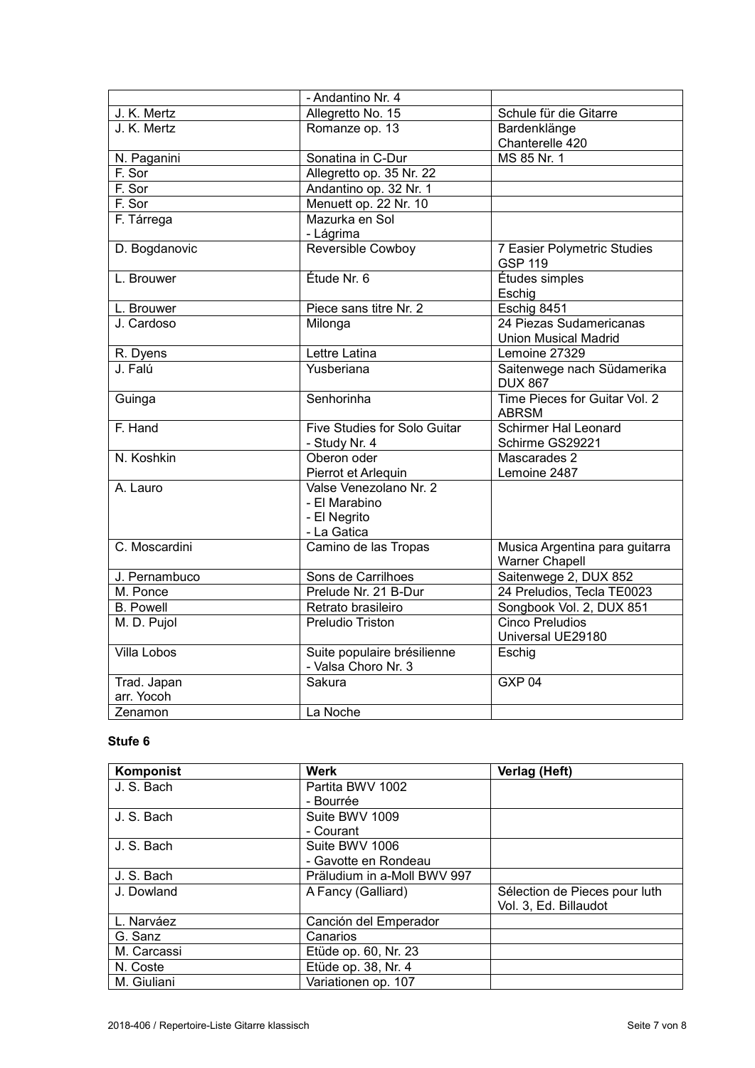| | | |
|---|---|---|
| | - Andantino Nr. 4 | |
| J. K. Mertz | Allegretto No. 15 | Schule für die Gitarre |
| J. K. Mertz | Romanze op. 13 | Bardenklänge<br>Chanterelle 420 |
| N. Paganini | Sonatina in C-Dur | MS 85 Nr. 1 |
| F. Sor | Allegretto op. 35 Nr. 22 | |
| F. Sor | Andantino op. 32 Nr. 1 | |
| F. Sor | Menuett op. 22 Nr. 10 | |
| F. Tárrega | Mazurka en Sol<br>- Lágrima | |
| D. Bogdanovic | Reversible Cowboy | 7 Easier Polymetric Studies<br>GSP 119 |
| L. Brouwer | Étude Nr. 6 | Études simples<br>Eschig |
| L. Brouwer | Piece sans titre Nr. 2 | Eschig 8451 |
| J. Cardoso | Milonga | 24 Piezas Sudamericanas<br>Union Musical Madrid |
| R. Dyens | Lettre Latina | Lemoine 27329 |
| J. Falú | Yusberiana | Saitenwege nach Südamerika<br>DUX 867 |
| Guinga | Senhorinha | Time Pieces for Guitar Vol. 2<br>ABRSM |
| F. Hand | Five Studies for Solo Guitar<br>- Study Nr. 4 | Schirmer Hal Leonard<br>Schirme GS29221 |
| N. Koshkin | Oberon oder<br>Pierrot et Arlequin | Mascarades 2<br>Lemoine 2487 |
| A. Lauro | Valse Venezolano Nr. 2<br>- El Marabino<br>- El Negrito<br>- La Gatica | |
| C. Moscardini | Camino de las Tropas | Musica Argentina para guitarra<br>Warner Chapell |
| J. Pernambuco | Sons de Carrilhoes | Saitenwege 2, DUX 852 |
| M. Ponce | Prelude Nr. 21 B-Dur | 24 Preludios, Tecla TE0023 |
| B. Powell | Retrato brasileiro | Songbook Vol. 2, DUX 851 |
| M. D. Pujol | Preludio Triston | Cinco Preludios<br>Universal UE29180 |
| Villa Lobos | Suite populaire brésilienne<br>- Valsa Choro Nr. 3 | Eschig |
| Trad. Japan<br>arr. Yocoh | Sakura | GXP 04 |
| Zenamon | La Noche | |

**Stufe 6**

| Komponist | Werk | Verlag (Heft) |
|---|---|---|
| J. S. Bach | Partita BWV 1002<br>- Bourrée | |
| J. S. Bach | Suite BWV 1009<br>- Courant | |
| J. S. Bach | Suite BWV 1006<br>- Gavotte en Rondeau | |
| J. S. Bach | Präludium in a-Moll BWV 997 | |
| J. Dowland | A Fancy (Galliard) | Sélection de Pieces pour luth<br>Vol. 3, Ed. Billaudot |
| L. Narváez | Canción del Emperador | |
| G. Sanz | Canarios | |
| M. Carcassi | Etüde op. 60, Nr. 23 | |
| N. Coste | Etüde op. 38, Nr. 4 | |
| M. Giuliani | Variationen op. 107 | |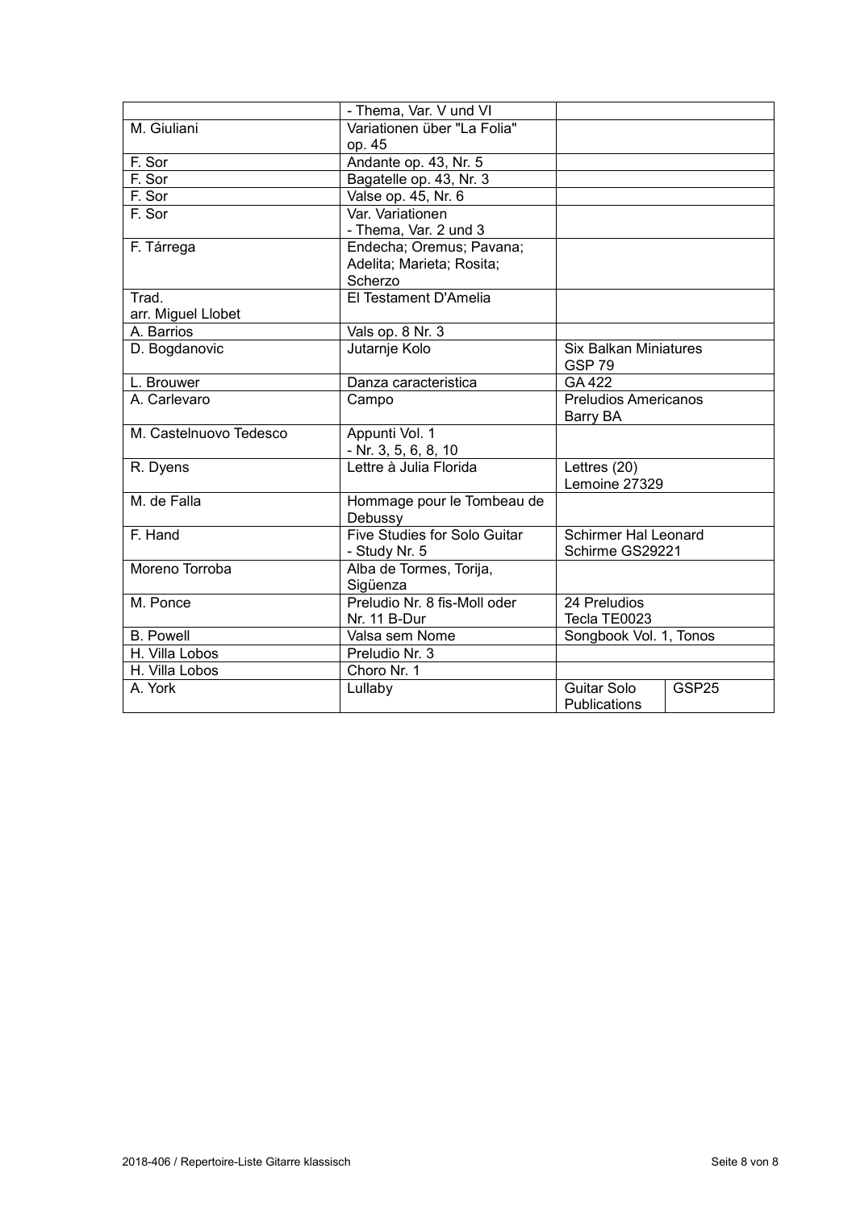| | | | |
|---|---|---|---|
| | - Thema, Var. V und VI | | |
| M. Giuliani | Variationen über "La Folia" op. 45 | | |
| F. Sor | Andante op. 43, Nr. 5 | | |
| F. Sor | Bagatelle op. 43, Nr. 3 | | |
| F. Sor | Valse op. 45, Nr. 6 | | |
| F. Sor | Var. Variationen - Thema, Var. 2 und 3 | | |
| F. Tárrega | Endecha; Oremus; Pavana; Adelita; Marieta; Rosita; Scherzo | | |
| Trad. arr. Miguel Llobet | El Testament D'Amelia | | |
| A. Barrios | Vals op. 8 Nr. 3 | | |
| D. Bogdanovic | Jutarnje Kolo | Six Balkan Miniatures GSP 79 | |
| L. Brouwer | Danza caracteristica | GA 422 | |
| A. Carlevaro | Campo | Preludios Americanos Barry BA | |
| M. Castelnuovo Tedesco | Appunti Vol. 1 - Nr. 3, 5, 6, 8, 10 | | |
| R. Dyens | Lettre à Julia Florida | Lettres (20) Lemoine 27329 | |
| M. de Falla | Hommage pour le Tombeau de Debussy | | |
| F. Hand | Five Studies for Solo Guitar - Study Nr. 5 | Schirmer Hal Leonard Schirme GS29221 | |
| Moreno Torroba | Alba de Tormes, Torija, Sigüenza | | |
| M. Ponce | Preludio Nr. 8 fis-Moll oder Nr. 11 B-Dur | 24 Preludios Tecla TE0023 | |
| B. Powell | Valsa sem Nome | Songbook Vol. 1, Tonos | |
| H. Villa Lobos | Preludio Nr. 3 | | |
| H. Villa Lobos | Choro Nr. 1 | | |
| A. York | Lullaby | Guitar Solo Publications | GSP25 |